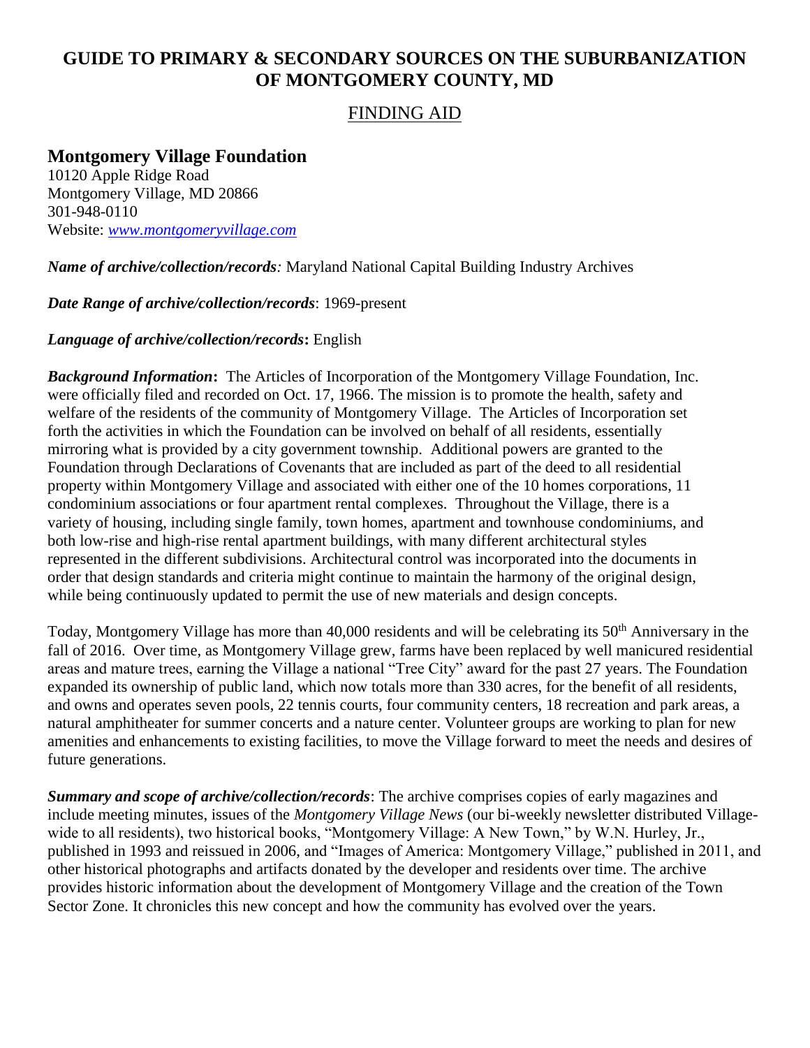# GUIDE TO PRIMARY & SECONDARY SOURCES ON THE SUBURBANIZATION OF MONTGOMERY COUNTY, MD

## FINDING AID

### Montgomery Village Foundation

10120 Apple Ridge Road
Montgomery Village, MD 20866
301-948-0110
Website: [www.montgomeryvillage.com](www.montgomeryvillage.com)

***Name of archive/collection/records*:** Maryland National Capital Building Industry Archives

***Date Range of archive/collection/records*:** 1969-present

***Language of archive/collection/records*:** English

***Background Information*:** The Articles of Incorporation of the Montgomery Village Foundation, Inc. were officially filed and recorded on Oct. 17, 1966. The mission is to promote the health, safety and welfare of the residents of the community of Montgomery Village. The Articles of Incorporation set forth the activities in which the Foundation can be involved on behalf of all residents, essentially mirroring what is provided by a city government township. Additional powers are granted to the Foundation through Declarations of Covenants that are included as part of the deed to all residential property within Montgomery Village and associated with either one of the 10 homes corporations, 11 condominium associations or four apartment rental complexes. Throughout the Village, there is a variety of housing, including single family, town homes, apartment and townhouse condominiums, and both low-rise and high-rise rental apartment buildings, with many different architectural styles represented in the different subdivisions. Architectural control was incorporated into the documents in order that design standards and criteria might continue to maintain the harmony of the original design, while being continuously updated to permit the use of new materials and design concepts.

Today, Montgomery Village has more than 40,000 residents and will be celebrating its 50th Anniversary in the fall of 2016. Over time, as Montgomery Village grew, farms have been replaced by well manicured residential areas and mature trees, earning the Village a national "Tree City" award for the past 27 years. The Foundation expanded its ownership of public land, which now totals more than 330 acres, for the benefit of all residents, and owns and operates seven pools, 22 tennis courts, four community centers, 18 recreation and park areas, a natural amphitheater for summer concerts and a nature center. Volunteer groups are working to plan for new amenities and enhancements to existing facilities, to move the Village forward to meet the needs and desires of future generations.

***Summary and scope of archive/collection/records*:** The archive comprises copies of early magazines and include meeting minutes, issues of the *Montgomery Village News* (our bi-weekly newsletter distributed Village-wide to all residents), two historical books, "Montgomery Village: A New Town," by W.N. Hurley, Jr., published in 1993 and reissued in 2006, and "Images of America: Montgomery Village," published in 2011, and other historical photographs and artifacts donated by the developer and residents over time. The archive provides historic information about the development of Montgomery Village and the creation of the Town Sector Zone. It chronicles this new concept and how the community has evolved over the years.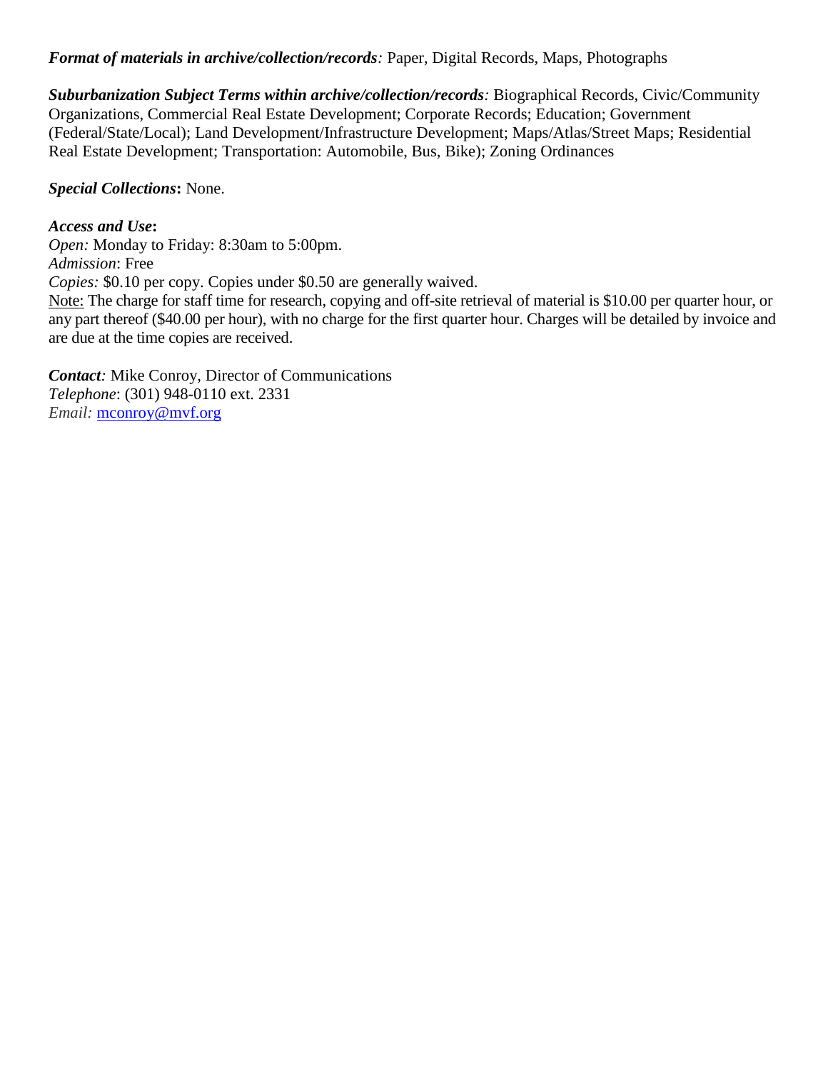***Format of materials in archive/collection/records**:* Paper, Digital Records, Maps, Photographs

***Suburbanization Subject Terms within archive/collection/records**:* Biographical Records, Civic/Community Organizations, Commercial Real Estate Development; Corporate Records; Education; Government (Federal/State/Local); Land Development/Infrastructure Development; Maps/Atlas/Street Maps; Residential Real Estate Development; Transportation: Automobile, Bus, Bike); Zoning Ordinances

***Special Collections*:** None.

***Access and Use*:**
*Open:* Monday to Friday: 8:30am to 5:00pm.
*Admission*: Free
*Copies:* $0.10 per copy. Copies under $0.50 are generally waived.
Note: The charge for staff time for research, copying and off-site retrieval of material is $10.00 per quarter hour, or any part thereof ($40.00 per hour), with no charge for the first quarter hour. Charges will be detailed by invoice and are due at the time copies are received.

***Contact**:* Mike Conroy, Director of Communications
*Telephone*: (301) 948-0110 ext. 2331
*Email:* mconroy@mvf.org